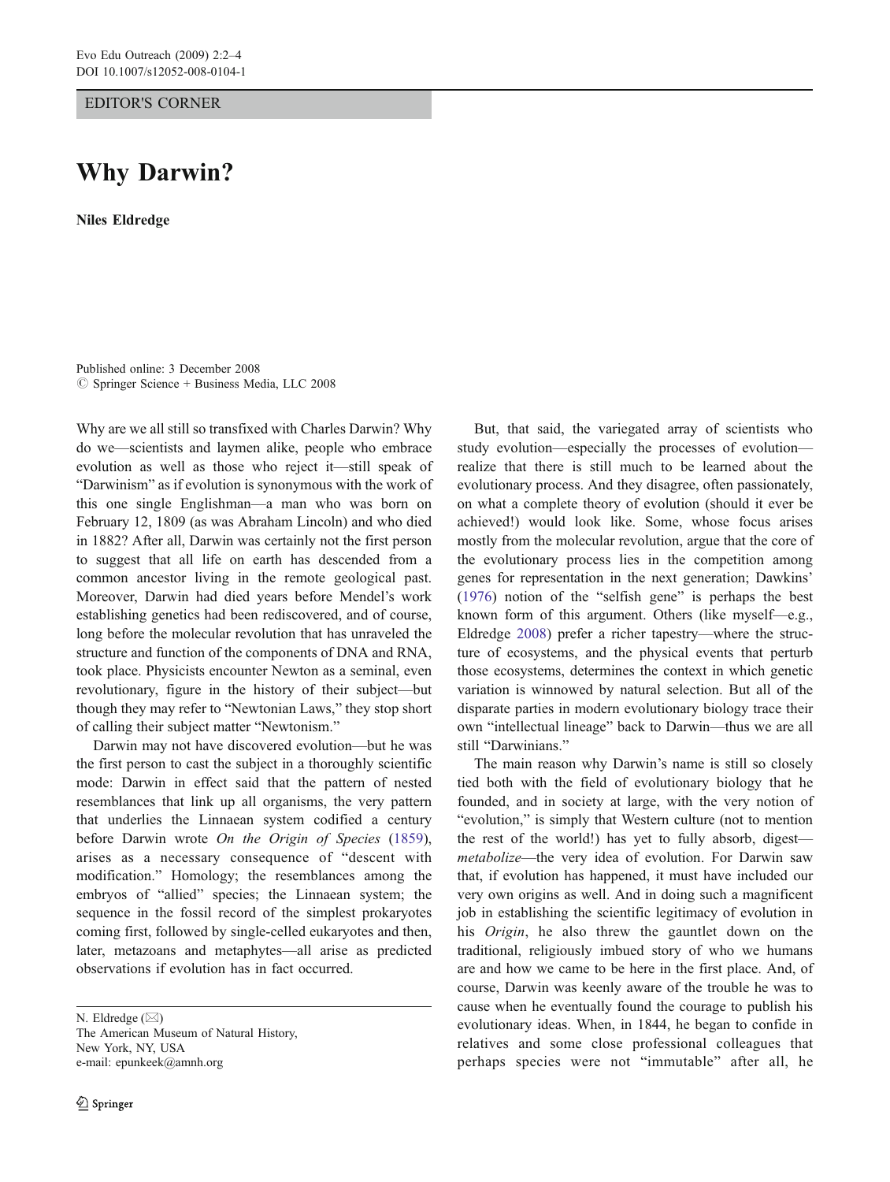EDITOR'S CORNER

# Why Darwin?

**Niles Eldredge**

Published online: 3 December 2008
© Springer Science + Business Media, LLC 2008

Why are we all still so transfixed with Charles Darwin? Why do we—scientists and laymen alike, people who embrace evolution as well as those who reject it—still speak of "Darwinism" as if evolution is synonymous with the work of this one single Englishman—a man who was born on February 12, 1809 (as was Abraham Lincoln) and who died in 1882? After all, Darwin was certainly not the first person to suggest that all life on earth has descended from a common ancestor living in the remote geological past. Moreover, Darwin had died years before Mendel's work establishing genetics had been rediscovered, and of course, long before the molecular revolution that has unraveled the structure and function of the components of DNA and RNA, took place. Physicists encounter Newton as a seminal, even revolutionary, figure in the history of their subject—but though they may refer to "Newtonian Laws," they stop short of calling their subject matter "Newtonism."

Darwin may not have discovered evolution—but he was the first person to cast the subject in a thoroughly scientific mode: Darwin in effect said that the pattern of nested resemblances that link up all organisms, the very pattern that underlies the Linnaean system codified a century before Darwin wrote *On the Origin of Species* (1859), arises as a necessary consequence of "descent with modification." Homology; the resemblances among the embryos of "allied" species; the Linnaean system; the sequence in the fossil record of the simplest prokaryotes coming first, followed by single-celled eukaryotes and then, later, metazoans and metaphytes—all arise as predicted observations if evolution has in fact occurred.

N. Eldredge (✉)
The American Museum of Natural History,
New York, NY, USA
e-mail: epunkeek@amnh.org

But, that said, the variegated array of scientists who study evolution—especially the processes of evolution—realize that there is still much to be learned about the evolutionary process. And they disagree, often passionately, on what a complete theory of evolution (should it ever be achieved!) would look like. Some, whose focus arises mostly from the molecular revolution, argue that the core of the evolutionary process lies in the competition among genes for representation in the next generation; Dawkins' (1976) notion of the "selfish gene" is perhaps the best known form of this argument. Others (like myself—e.g., Eldredge 2008) prefer a richer tapestry—where the structure of ecosystems, and the physical events that perturb those ecosystems, determines the context in which genetic variation is winnowed by natural selection. But all of the disparate parties in modern evolutionary biology trace their own "intellectual lineage" back to Darwin—thus we are all still "Darwinians."

The main reason why Darwin's name is still so closely tied both with the field of evolutionary biology that he founded, and in society at large, with the very notion of "evolution," is simply that Western culture (not to mention the rest of the world!) has yet to fully absorb, digest—*metabolize*—the very idea of evolution. For Darwin saw that, if evolution has happened, it must have included our very own origins as well. And in doing such a magnificent job in establishing the scientific legitimacy of evolution in his *Origin*, he also threw the gauntlet down on the traditional, religiously imbued story of who we humans are and how we came to be here in the first place. And, of course, Darwin was keenly aware of the trouble he was to cause when he eventually found the courage to publish his evolutionary ideas. When, in 1844, he began to confide in relatives and some close professional colleagues that perhaps species were not "immutable" after all, he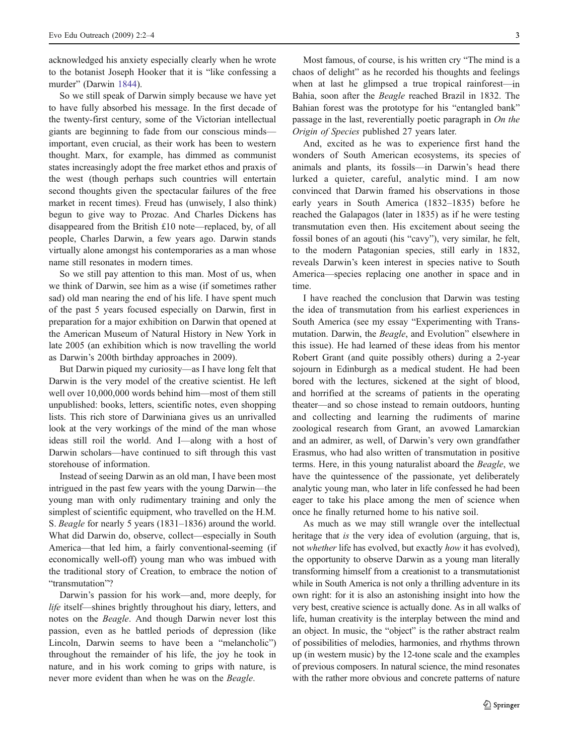acknowledged his anxiety especially clearly when he wrote to the botanist Joseph Hooker that it is "like confessing a murder" (Darwin 1844).

So we still speak of Darwin simply because we have yet to have fully absorbed his message. In the first decade of the twenty-first century, some of the Victorian intellectual giants are beginning to fade from our conscious minds—important, even crucial, as their work has been to western thought. Marx, for example, has dimmed as communist states increasingly adopt the free market ethos and praxis of the west (though perhaps such countries will entertain second thoughts given the spectacular failures of the free market in recent times). Freud has (unwisely, I also think) begun to give way to Prozac. And Charles Dickens has disappeared from the British £10 note—replaced, by, of all people, Charles Darwin, a few years ago. Darwin stands virtually alone amongst his contemporaries as a man whose name still resonates in modern times.

So we still pay attention to this man. Most of us, when we think of Darwin, see him as a wise (if sometimes rather sad) old man nearing the end of his life. I have spent much of the past 5 years focused especially on Darwin, first in preparation for a major exhibition on Darwin that opened at the American Museum of Natural History in New York in late 2005 (an exhibition which is now travelling the world as Darwin's 200th birthday approaches in 2009).

But Darwin piqued my curiosity—as I have long felt that Darwin is the very model of the creative scientist. He left well over 10,000,000 words behind him—most of them still unpublished: books, letters, scientific notes, even shopping lists. This rich store of Darwiniana gives us an unrivalled look at the very workings of the mind of the man whose ideas still roil the world. And I—along with a host of Darwin scholars—have continued to sift through this vast storehouse of information.

Instead of seeing Darwin as an old man, I have been most intrigued in the past few years with the young Darwin—the young man with only rudimentary training and only the simplest of scientific equipment, who travelled on the H.M. S. *Beagle* for nearly 5 years (1831–1836) around the world. What did Darwin do, observe, collect—especially in South America—that led him, a fairly conventional-seeming (if economically well-off) young man who was imbued with the traditional story of Creation, to embrace the notion of "transmutation"?

Darwin's passion for his work—and, more deeply, for *life* itself—shines brightly throughout his diary, letters, and notes on the *Beagle*. And though Darwin never lost this passion, even as he battled periods of depression (like Lincoln, Darwin seems to have been a "melancholic") throughout the remainder of his life, the joy he took in nature, and in his work coming to grips with nature, is never more evident than when he was on the *Beagle*.

Most famous, of course, is his written cry "The mind is a chaos of delight" as he recorded his thoughts and feelings when at last he glimpsed a true tropical rainforest—in Bahia, soon after the *Beagle* reached Brazil in 1832. The Bahian forest was the prototype for his "entangled bank" passage in the last, reverentially poetic paragraph in *On the Origin of Species* published 27 years later.

And, excited as he was to experience first hand the wonders of South American ecosystems, its species of animals and plants, its fossils—in Darwin's head there lurked a quieter, careful, analytic mind. I am now convinced that Darwin framed his observations in those early years in South America (1832–1835) before he reached the Galapagos (later in 1835) as if he were testing transmutation even then. His excitement about seeing the fossil bones of an agouti (his "cavy"), very similar, he felt, to the modern Patagonian species, still early in 1832, reveals Darwin's keen interest in species native to South America—species replacing one another in space and in time.

I have reached the conclusion that Darwin was testing the idea of transmutation from his earliest experiences in South America (see my essay "Experimenting with Transmutation. Darwin, the *Beagle*, and Evolution" elsewhere in this issue). He had learned of these ideas from his mentor Robert Grant (and quite possibly others) during a 2-year sojourn in Edinburgh as a medical student. He had been bored with the lectures, sickened at the sight of blood, and horrified at the screams of patients in the operating theater—and so chose instead to remain outdoors, hunting and collecting and learning the rudiments of marine zoological research from Grant, an avowed Lamarckian and an admirer, as well, of Darwin's very own grandfather Erasmus, who had also written of transmutation in positive terms. Here, in this young naturalist aboard the *Beagle*, we have the quintessence of the passionate, yet deliberately analytic young man, who later in life confessed he had been eager to take his place among the men of science when once he finally returned home to his native soil.

As much as we may still wrangle over the intellectual heritage that *is* the very idea of evolution (arguing, that is, not *whether* life has evolved, but exactly *how* it has evolved), the opportunity to observe Darwin as a young man literally transforming himself from a creationist to a transmutationist while in South America is not only a thrilling adventure in its own right: for it is also an astonishing insight into how the very best, creative science is actually done. As in all walks of life, human creativity is the interplay between the mind and an object. In music, the "object" is the rather abstract realm of possibilities of melodies, harmonies, and rhythms thrown up (in western music) by the 12-tone scale and the examples of previous composers. In natural science, the mind resonates with the rather more obvious and concrete patterns of nature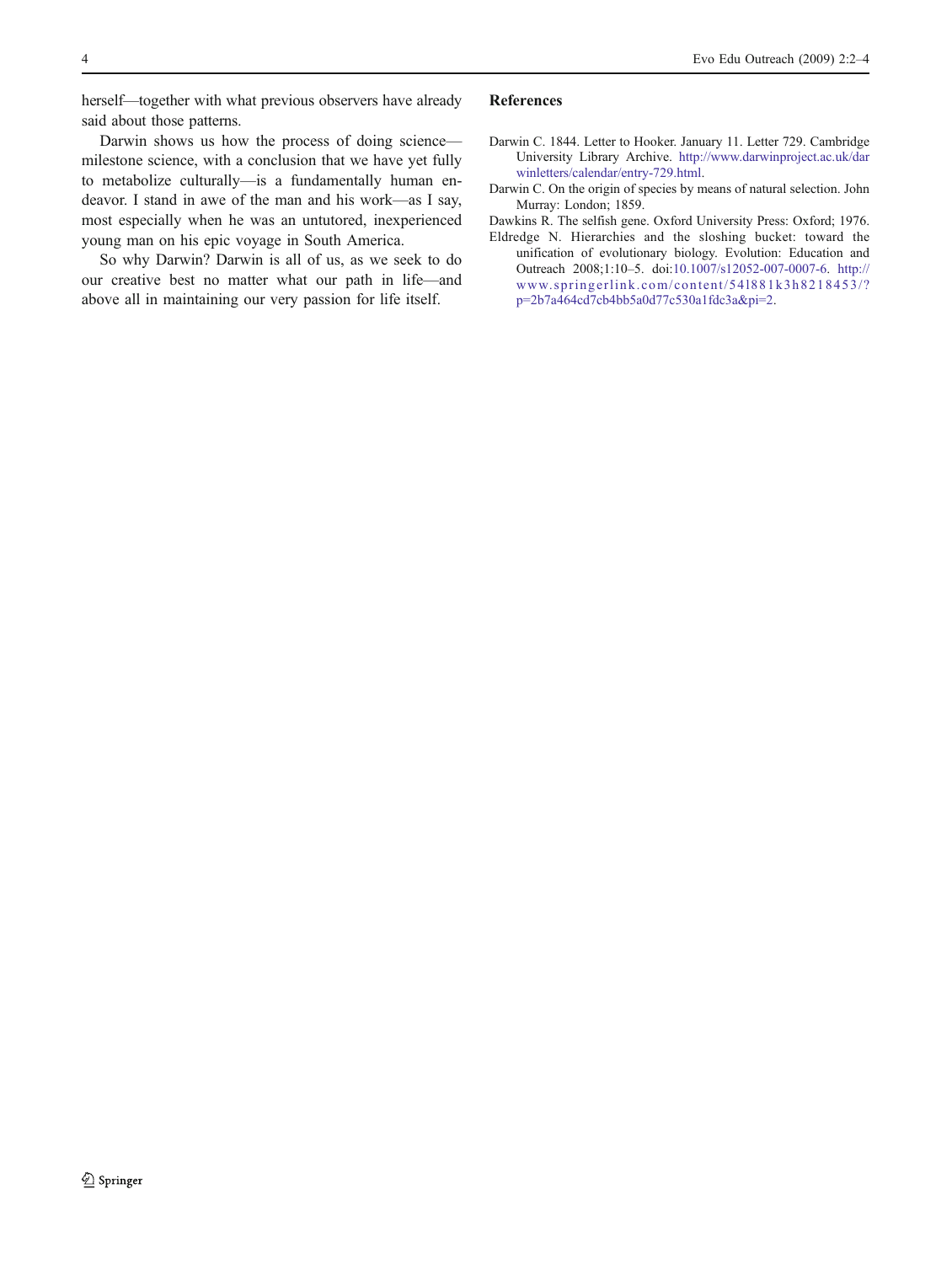herself—together with what previous observers have already said about those patterns.

Darwin shows us how the process of doing science—milestone science, with a conclusion that we have yet fully to metabolize culturally—is a fundamentally human endeavor. I stand in awe of the man and his work—as I say, most especially when he was an untutored, inexperienced young man on his epic voyage in South America.

So why Darwin? Darwin is all of us, as we seek to do our creative best no matter what our path in life—and above all in maintaining our very passion for life itself.

## References

Darwin C. 1844. Letter to Hooker. January 11. Letter 729. Cambridge University Library Archive. http://www.darwinproject.ac.uk/darwinletters/calendar/entry-729.html.

Darwin C. On the origin of species by means of natural selection. John Murray: London; 1859.

Dawkins R. The selfish gene. Oxford University Press: Oxford; 1976.

Eldredge N. Hierarchies and the sloshing bucket: toward the unification of evolutionary biology. Evolution: Education and Outreach 2008;1:10–5. doi:10.1007/s12052-007-0007-6. http://www.springerlink.com/content/541881k3h8218453/?p=2b7a464cd7cb4bb5a0d77c530a1fdc3a&pi=2.